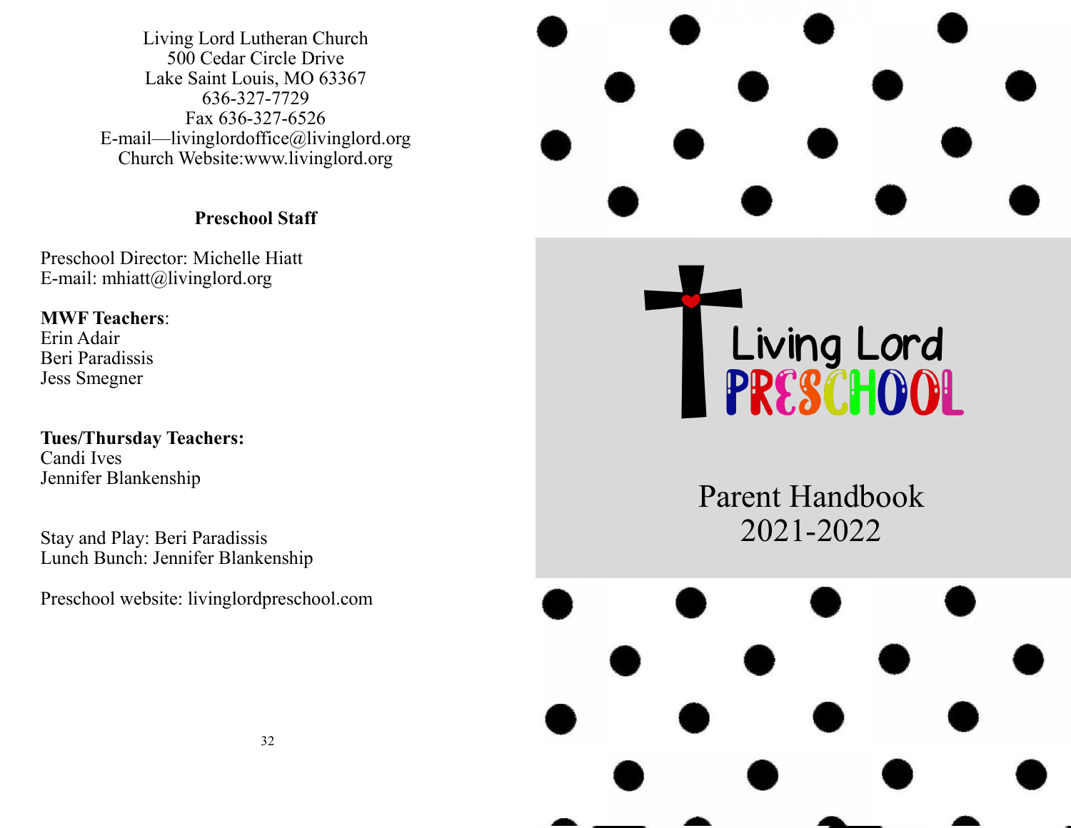Living Lord Lutheran Church
500 Cedar Circle Drive
Lake Saint Louis, MO 63367
636-327-7729
Fax 636-327-6526
E-mail—livinglordoffice@livinglord.org
Church Website:www.livinglord.org

## Preschool Staff

Preschool Director: Michelle Hiatt
E-mail: mhiatt@livinglord.org

**MWF Teachers**:
Erin Adair
Beri Paradissis
Jess Smegner

**Tues/Thursday Teachers:**
Candi Ives
Jennifer Blankenship

Stay and Play: Beri Paradissis
Lunch Bunch: Jennifer Blankenship

Preschool website: livinglordpreschool.com

# Living Lord PRESCHOOL

## Parent Handbook 2021-2022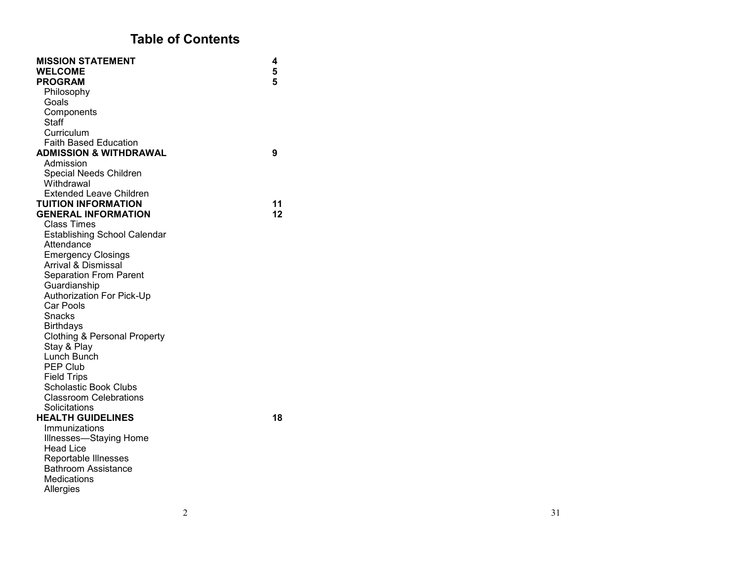# Table of Contents

| | |
|---|---|
| **MISSION STATEMENT** | **4** |
| **WELCOME** | **5** |
| **PROGRAM** | **5** |
| Philosophy | |
| Goals | |
| Components | |
| Staff | |
| Curriculum | |
| Faith Based Education | |
| **ADMISSION & WITHDRAWAL** | **9** |
| Admission | |
| Special Needs Children | |
| Withdrawal | |
| Extended Leave Children | |
| **TUITION INFORMATION** | **11** |
| **GENERAL INFORMATION** | **12** |
| Class Times | |
| Establishing School Calendar | |
| Attendance | |
| Emergency Closings | |
| Arrival & Dismissal | |
| Separation From Parent | |
| Guardianship | |
| Authorization For Pick-Up | |
| Car Pools | |
| Snacks | |
| Birthdays | |
| Clothing & Personal Property | |
| Stay & Play | |
| Lunch Bunch | |
| PEP Club | |
| Field Trips | |
| Scholastic Book Clubs | |
| Classroom Celebrations | |
| Solicitations | |
| **HEALTH GUIDELINES** | **18** |
| Immunizations | |
| Illnesses—Staying Home | |
| Head Lice | |
| Reportable Illnesses | |
| Bathroom Assistance | |
| Medications | |
| Allergies | |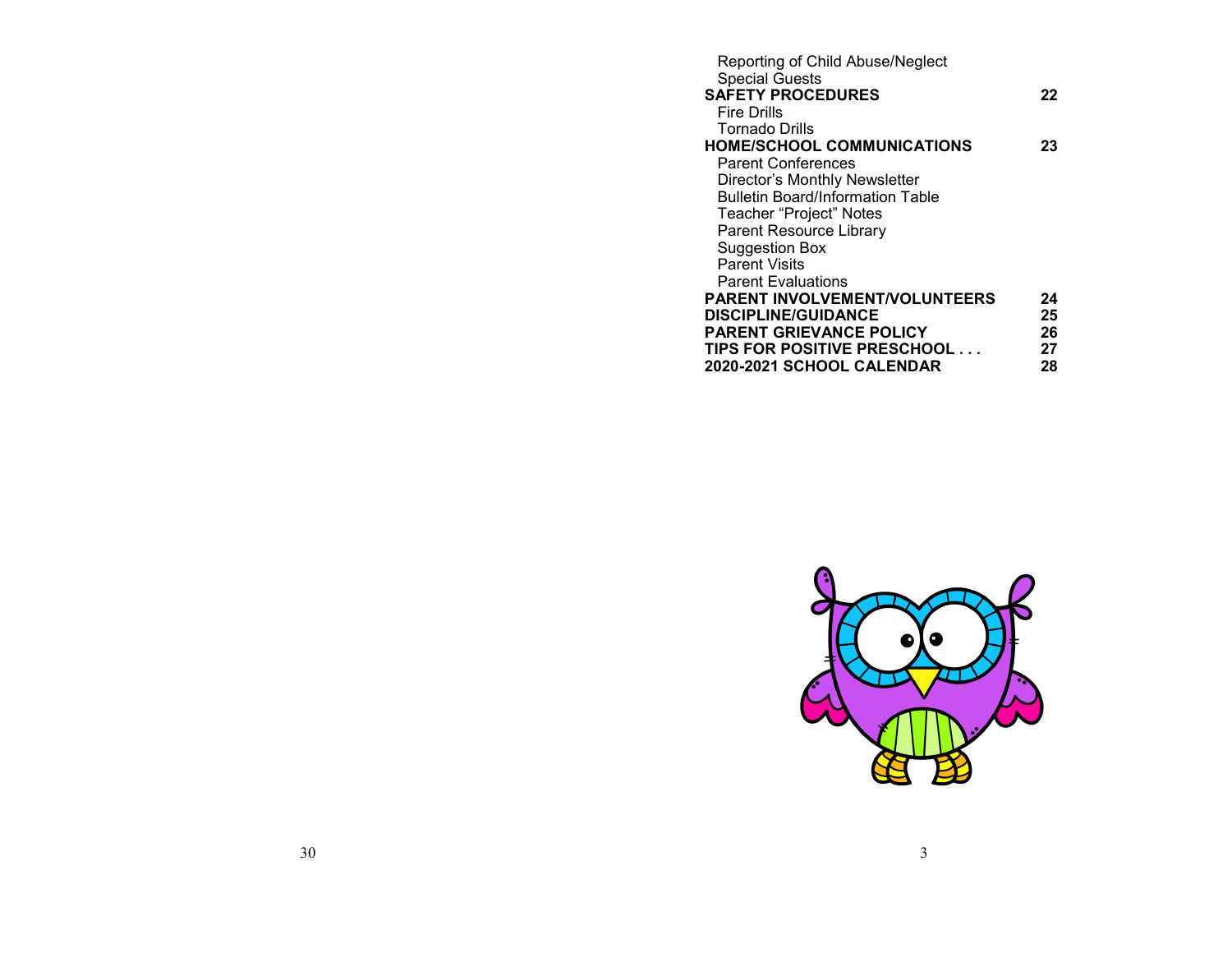Reporting of Child Abuse/Neglect
Special Guests

| | |
|---|---|
| **SAFETY PROCEDURES** | **22** |
| Fire Drills | |
| Tornado Drills | |
| **HOME/SCHOOL COMMUNICATIONS** | **23** |
| Parent Conferences | |
| Director's Monthly Newsletter | |
| Bulletin Board/Information Table | |
| Teacher "Project" Notes | |
| Parent Resource Library | |
| Suggestion Box | |
| Parent Visits | |
| Parent Evaluations | |
| **PARENT INVOLVEMENT/VOLUNTEERS** | **24** |
| **DISCIPLINE/GUIDANCE** | **25** |
| **PARENT GRIEVANCE POLICY** | **26** |
| **TIPS FOR POSITIVE PRESCHOOL . . .** | **27** |
| **2020-2021 SCHOOL CALENDAR** | **28** |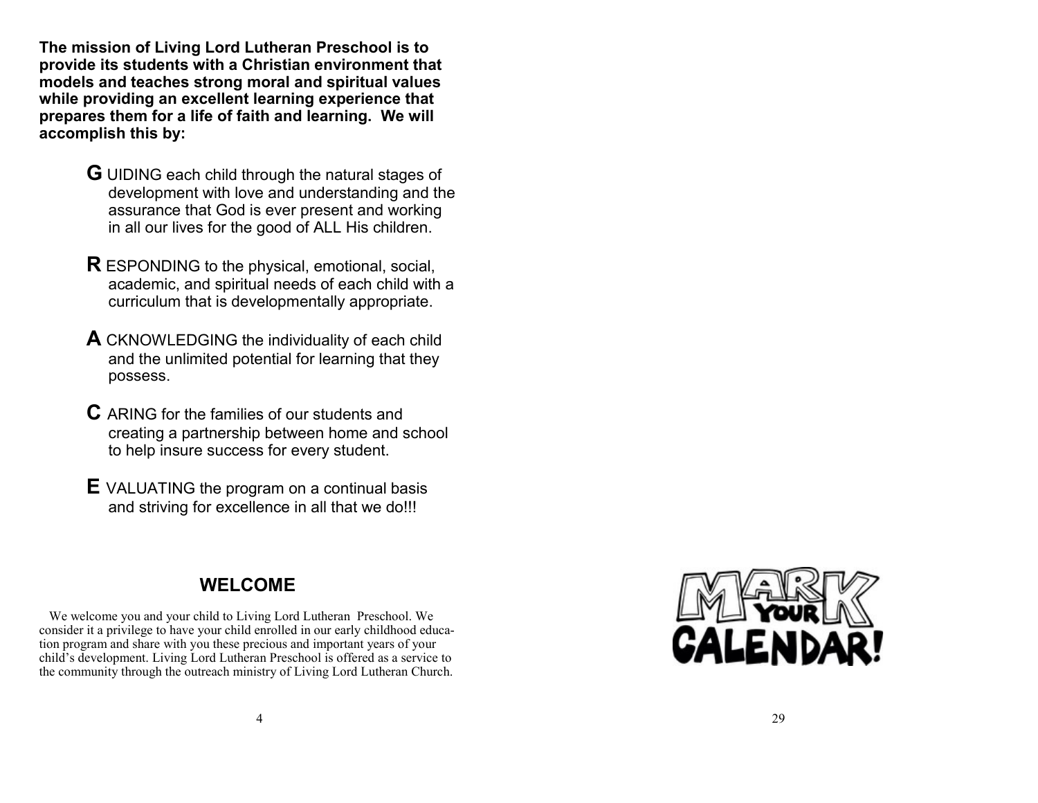**The mission of Living Lord Lutheran Preschool is to provide its students with a Christian environment that models and teaches strong moral and spiritual values while providing an excellent learning experience that prepares them for a life of faith and learning. We will accomplish this by:**

**G** UIDING each child through the natural stages of development with love and understanding and the assurance that God is ever present and working in all our lives for the good of ALL His children.

**R** ESPONDING to the physical, emotional, social, academic, and spiritual needs of each child with a curriculum that is developmentally appropriate.

**A** CKNOWLEDGING the individuality of each child and the unlimited potential for learning that they possess.

**C** ARING for the families of our students and creating a partnership between home and school to help insure success for every student.

**E** VALUATING the program on a continual basis and striving for excellence in all that we do!!!

## WELCOME

We welcome you and your child to Living Lord Lutheran Preschool. We consider it a privilege to have your child enrolled in our early childhood education program and share with you these precious and important years of your child's development. Living Lord Lutheran Preschool is offered as a service to the community through the outreach ministry of Living Lord Lutheran Church.

MARK YOUR CALENDAR!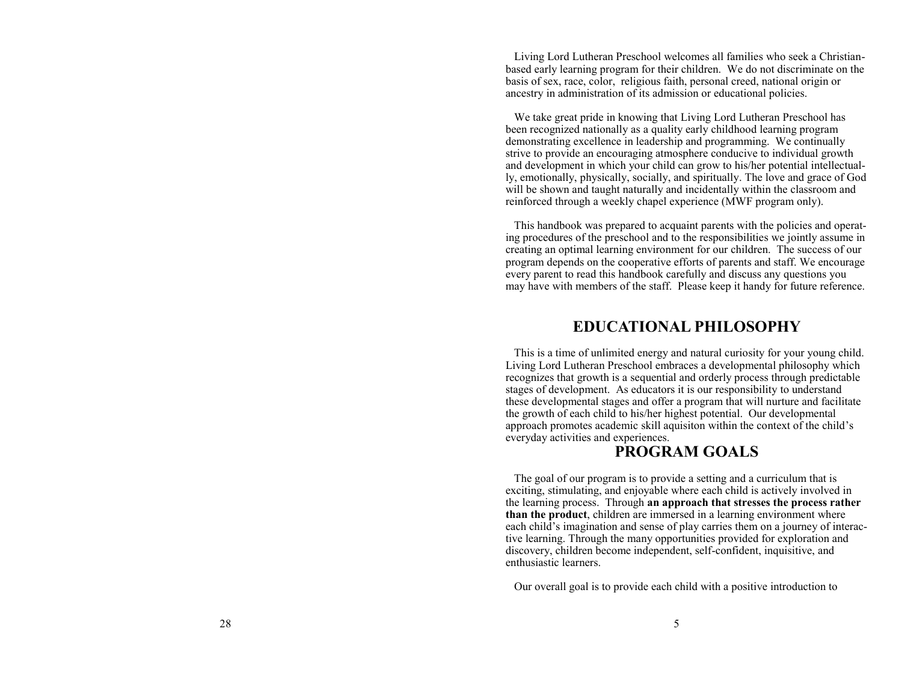Living Lord Lutheran Preschool welcomes all families who seek a Christian-based early learning program for their children. We do not discriminate on the basis of sex, race, color, religious faith, personal creed, national origin or ancestry in administration of its admission or educational policies.

We take great pride in knowing that Living Lord Lutheran Preschool has been recognized nationally as a quality early childhood learning program demonstrating excellence in leadership and programming. We continually strive to provide an encouraging atmosphere conducive to individual growth and development in which your child can grow to his/her potential intellectually, emotionally, physically, socially, and spiritually. The love and grace of God will be shown and taught naturally and incidentally within the classroom and reinforced through a weekly chapel experience (MWF program only).

This handbook was prepared to acquaint parents with the policies and operating procedures of the preschool and to the responsibilities we jointly assume in creating an optimal learning environment for our children. The success of our program depends on the cooperative efforts of parents and staff. We encourage every parent to read this handbook carefully and discuss any questions you may have with members of the staff. Please keep it handy for future reference.

## EDUCATIONAL PHILOSOPHY

This is a time of unlimited energy and natural curiosity for your young child. Living Lord Lutheran Preschool embraces a developmental philosophy which recognizes that growth is a sequential and orderly process through predictable stages of development. As educators it is our responsibility to understand these developmental stages and offer a program that will nurture and facilitate the growth of each child to his/her highest potential. Our developmental approach promotes academic skill aquisiton within the context of the child's everyday activities and experiences.

## PROGRAM GOALS

The goal of our program is to provide a setting and a curriculum that is exciting, stimulating, and enjoyable where each child is actively involved in the learning process. Through **an approach that stresses the process rather than the product**, children are immersed in a learning environment where each child's imagination and sense of play carries them on a journey of interactive learning. Through the many opportunities provided for exploration and discovery, children become independent, self-confident, inquisitive, and enthusiastic learners.

Our overall goal is to provide each child with a positive introduction to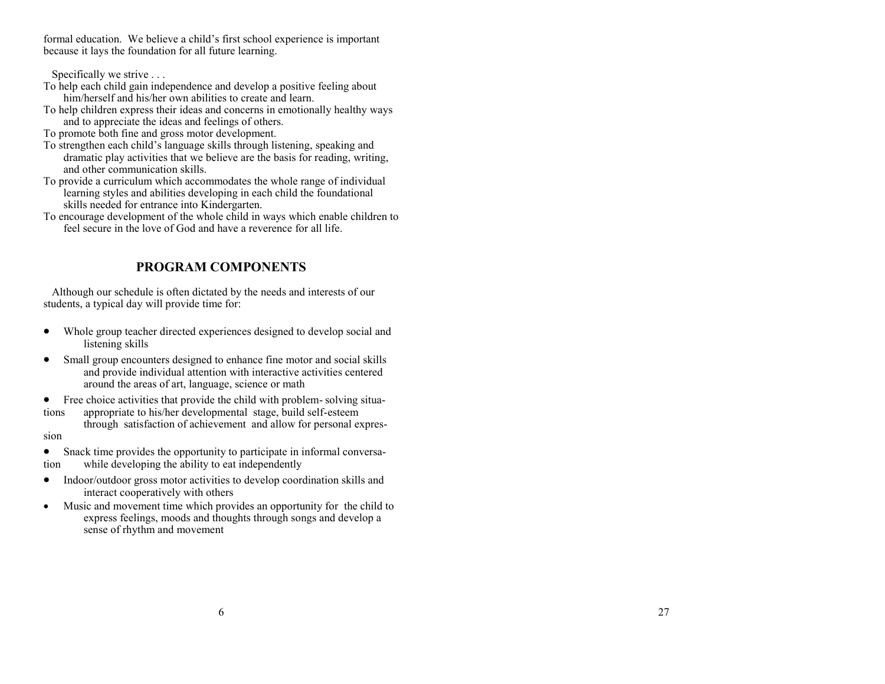formal education. We believe a child's first school experience is important because it lays the foundation for all future learning.

Specifically we strive . . .

To help each child gain independence and develop a positive feeling about him/herself and his/her own abilities to create and learn.

To help children express their ideas and concerns in emotionally healthy ways and to appreciate the ideas and feelings of others.

To promote both fine and gross motor development.

To strengthen each child's language skills through listening, speaking and dramatic play activities that we believe are the basis for reading, writing, and other communication skills.

To provide a curriculum which accommodates the whole range of individual learning styles and abilities developing in each child the foundational skills needed for entrance into Kindergarten.

To encourage development of the whole child in ways which enable children to feel secure in the love of God and have a reverence for all life.

## PROGRAM COMPONENTS

Although our schedule is often dictated by the needs and interests of our students, a typical day will provide time for:

- Whole group teacher directed experiences designed to develop social and listening skills
- Small group encounters designed to enhance fine motor and social skills and provide individual attention with interactive activities centered around the areas of art, language, science or math
- Free choice activities that provide the child with problem-solving situations appropriate to his/her developmental stage, build self-esteem through satisfaction of achievement and allow for personal expression
- Snack time provides the opportunity to participate in informal conversation while developing the ability to eat independently
- Indoor/outdoor gross motor activities to develop coordination skills and interact cooperatively with others
- Music and movement time which provides an opportunity for the child to express feelings, moods and thoughts through songs and develop a sense of rhythm and movement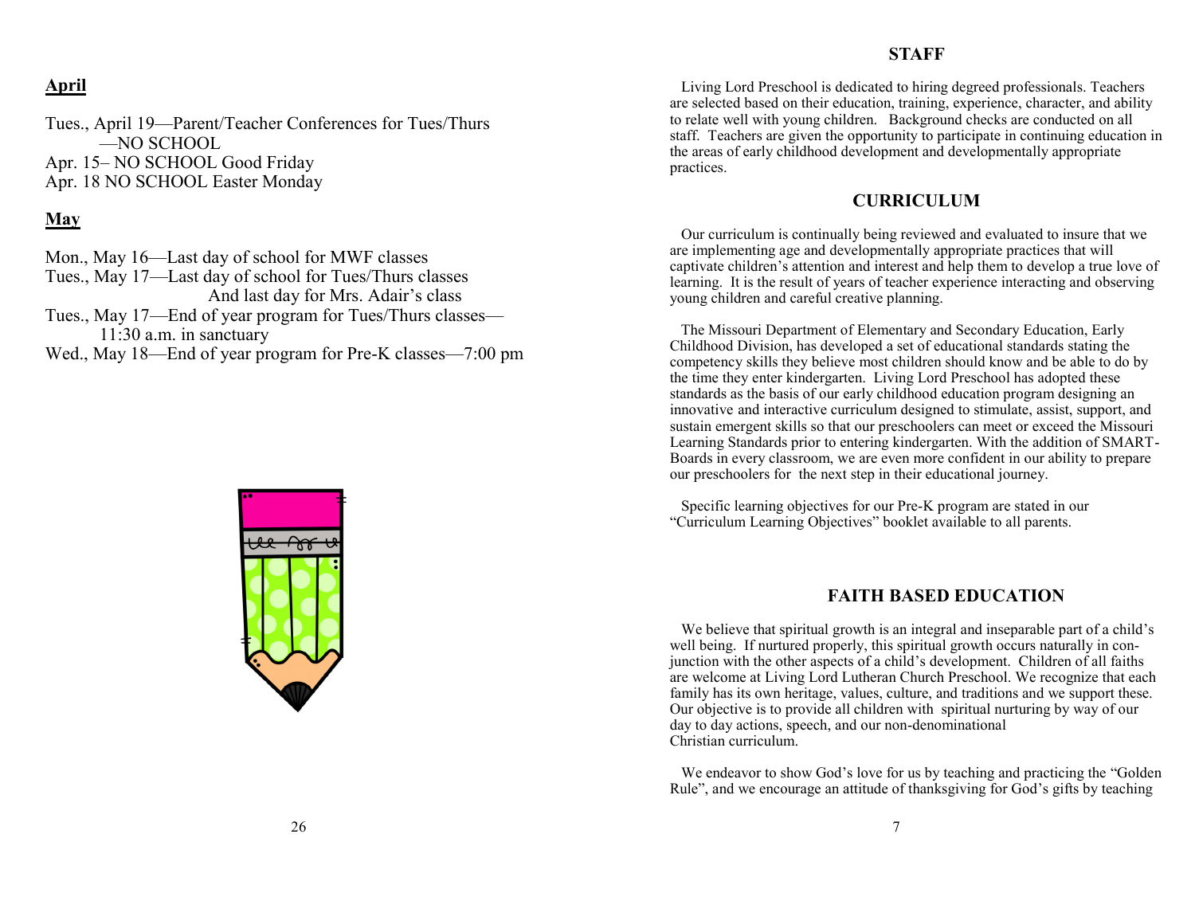## April

Tues., April 19—Parent/Teacher Conferences for Tues/Thurs —NO SCHOOL

Apr. 15– NO SCHOOL Good Friday

Apr. 18 NO SCHOOL Easter Monday

## May

Mon., May 16—Last day of school for MWF classes

Tues., May 17—Last day of school for Tues/Thurs classes And last day for Mrs. Adair's class

Tues., May 17—End of year program for Tues/Thurs classes— 11:30 a.m. in sanctuary

Wed., May 18—End of year program for Pre-K classes—7:00 pm

## STAFF

Living Lord Preschool is dedicated to hiring degreed professionals. Teachers are selected based on their education, training, experience, character, and ability to relate well with young children. Background checks are conducted on all staff. Teachers are given the opportunity to participate in continuing education in the areas of early childhood development and developmentally appropriate practices.

## CURRICULUM

Our curriculum is continually being reviewed and evaluated to insure that we are implementing age and developmentally appropriate practices that will captivate children's attention and interest and help them to develop a true love of learning. It is the result of years of teacher experience interacting and observing young children and careful creative planning.

The Missouri Department of Elementary and Secondary Education, Early Childhood Division, has developed a set of educational standards stating the competency skills they believe most children should know and be able to do by the time they enter kindergarten. Living Lord Preschool has adopted these standards as the basis of our early childhood education program designing an innovative and interactive curriculum designed to stimulate, assist, support, and sustain emergent skills so that our preschoolers can meet or exceed the Missouri Learning Standards prior to entering kindergarten. With the addition of SMART-Boards in every classroom, we are even more confident in our ability to prepare our preschoolers for the next step in their educational journey.

Specific learning objectives for our Pre-K program are stated in our "Curriculum Learning Objectives" booklet available to all parents.

## FAITH BASED EDUCATION

We believe that spiritual growth is an integral and inseparable part of a child's well being. If nurtured properly, this spiritual growth occurs naturally in conjunction with the other aspects of a child's development. Children of all faiths are welcome at Living Lord Lutheran Church Preschool. We recognize that each family has its own heritage, values, culture, and traditions and we support these. Our objective is to provide all children with spiritual nurturing by way of our day to day actions, speech, and our non-denominational Christian curriculum.

We endeavor to show God's love for us by teaching and practicing the "Golden Rule", and we encourage an attitude of thanksgiving for God's gifts by teaching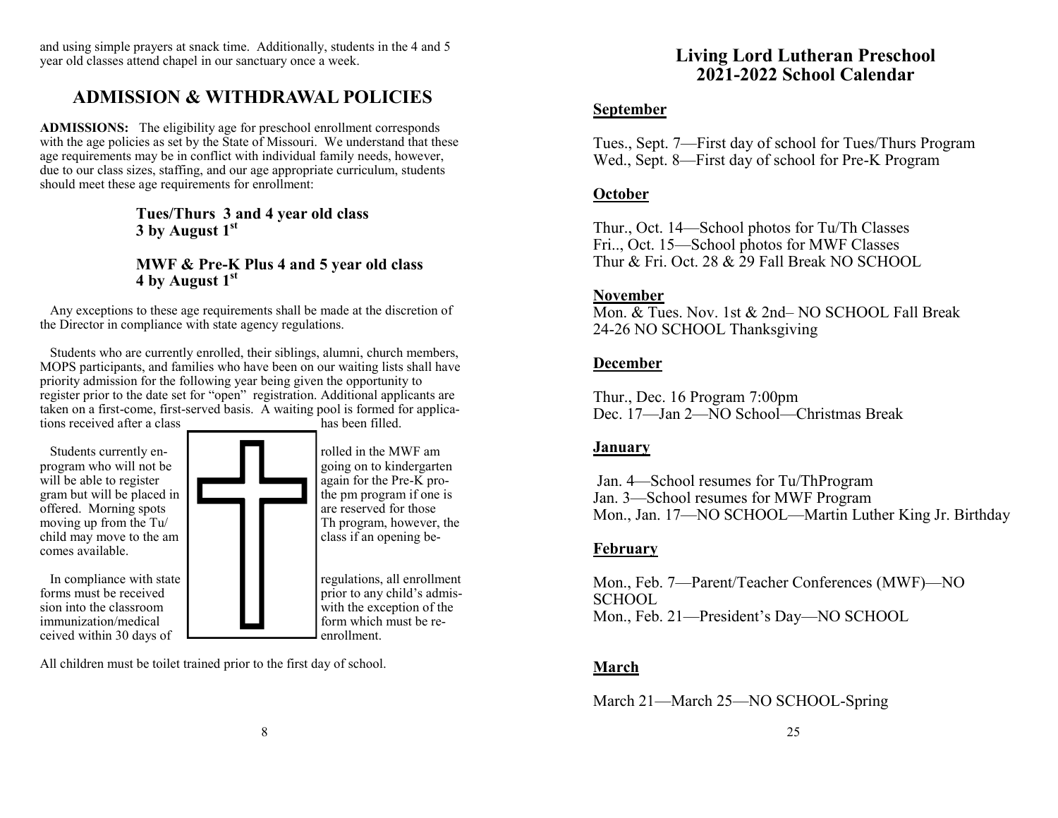and using simple prayers at snack time. Additionally, students in the 4 and 5 year old classes attend chapel in our sanctuary once a week.

## ADMISSION & WITHDRAWAL POLICIES

**ADMISSIONS:** The eligibility age for preschool enrollment corresponds with the age policies as set by the State of Missouri. We understand that these age requirements may be in conflict with individual family needs, however, due to our class sizes, staffing, and our age appropriate curriculum, students should meet these age requirements for enrollment:

**Tues/Thurs 3 and 4 year old class**
**3 by August 1st**

**MWF & Pre-K Plus 4 and 5 year old class**
**4 by August 1st**

Any exceptions to these age requirements shall be made at the discretion of the Director in compliance with state agency regulations.

Students who are currently enrolled, their siblings, alumni, church members, MOPS participants, and families who have been on our waiting lists shall have priority admission for the following year being given the opportunity to register prior to the date set for "open" registration. Additional applicants are taken on a first-come, first-served basis. A waiting pool is formed for applications received after a class has been filled.

Students currently enrolled in the MWF am program who will not be going on to kindergarten will be able to register again for the Pre-K program but will be placed in the pm program if one is offered. Morning spots are reserved for those moving up from the Tu/Th program, however, the child may move to the am class if an opening becomes available.

In compliance with state regulations, all enrollment forms must be received prior to any child's admission into the classroom with the exception of the immunization/medical form which must be received within 30 days of enrollment.

All children must be toilet trained prior to the first day of school.

# Living Lord Lutheran Preschool
# 2021-2022 School Calendar

**September**

Tues., Sept. 7—First day of school for Tues/Thurs Program
Wed., Sept. 8—First day of school for Pre-K Program

**October**

Thur., Oct. 14—School photos for Tu/Th Classes
Fri.., Oct. 15—School photos for MWF Classes
Thur & Fri. Oct. 28 & 29 Fall Break NO SCHOOL

**November**

Mon. & Tues. Nov. 1st & 2nd– NO SCHOOL Fall Break
24-26 NO SCHOOL Thanksgiving

**December**

Thur., Dec. 16 Program 7:00pm
Dec. 17—Jan 2—NO School—Christmas Break

**January**

Jan. 4—School resumes for Tu/ThProgram
Jan. 3—School resumes for MWF Program
Mon., Jan. 17—NO SCHOOL—Martin Luther King Jr. Birthday

**February**

Mon., Feb. 7—Parent/Teacher Conferences (MWF)—NO SCHOOL
Mon., Feb. 21—President's Day—NO SCHOOL

**March**

March 21—March 25—NO SCHOOL-Spring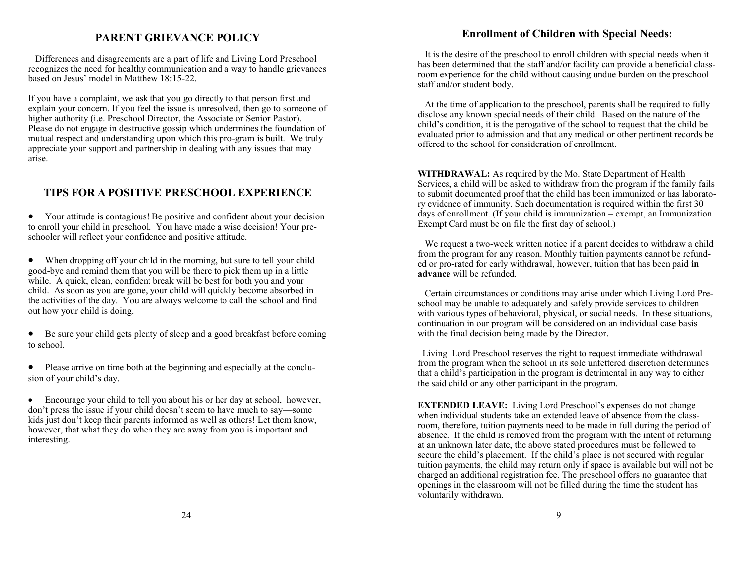## PARENT GRIEVANCE POLICY

Differences and disagreements are a part of life and Living Lord Preschool recognizes the need for healthy communication and a way to handle grievances based on Jesus' model in Matthew 18:15-22.

If you have a complaint, we ask that you go directly to that person first and explain your concern. If you feel the issue is unresolved, then go to someone of higher authority (i.e. Preschool Director, the Associate or Senior Pastor). Please do not engage in destructive gossip which undermines the foundation of mutual respect and understanding upon which this pro-gram is built. We truly appreciate your support and partnership in dealing with any issues that may arise.

## TIPS FOR A POSITIVE PRESCHOOL EXPERIENCE

- Your attitude is contagious! Be positive and confident about your decision to enroll your child in preschool. You have made a wise decision! Your preschooler will reflect your confidence and positive attitude.
- When dropping off your child in the morning, but sure to tell your child good-bye and remind them that you will be there to pick them up in a little while. A quick, clean, confident break will be best for both you and your child. As soon as you are gone, your child will quickly become absorbed in the activities of the day. You are always welcome to call the school and find out how your child is doing.
- Be sure your child gets plenty of sleep and a good breakfast before coming to school.
- Please arrive on time both at the beginning and especially at the conclusion of your child's day.
- Encourage your child to tell you about his or her day at school, however, don't press the issue if your child doesn't seem to have much to say—some kids just don't keep their parents informed as well as others! Let them know, however, that what they do when they are away from you is important and interesting.

## Enrollment of Children with Special Needs:

It is the desire of the preschool to enroll children with special needs when it has been determined that the staff and/or facility can provide a beneficial classroom experience for the child without causing undue burden on the preschool staff and/or student body.

At the time of application to the preschool, parents shall be required to fully disclose any known special needs of their child. Based on the nature of the child's condition, it is the perogative of the school to request that the child be evaluated prior to admission and that any medical or other pertinent records be offered to the school for consideration of enrollment.

**WITHDRAWAL:** As required by the Mo. State Department of Health Services, a child will be asked to withdraw from the program if the family fails to submit documented proof that the child has been immunized or has laboratory evidence of immunity. Such documentation is required within the first 30 days of enrollment. (If your child is immunization – exempt, an Immunization Exempt Card must be on file the first day of school.)

We request a two-week written notice if a parent decides to withdraw a child from the program for any reason. Monthly tuition payments cannot be refunded or pro-rated for early withdrawal, however, tuition that has been paid **in advance** will be refunded.

Certain circumstances or conditions may arise under which Living Lord Preschool may be unable to adequately and safely provide services to children with various types of behavioral, physical, or social needs. In these situations, continuation in our program will be considered on an individual case basis with the final decision being made by the Director.

Living Lord Preschool reserves the right to request immediate withdrawal from the program when the school in its sole unfettered discretion determines that a child's participation in the program is detrimental in any way to either the said child or any other participant in the program.

**EXTENDED LEAVE:** Living Lord Preschool's expenses do not change when individual students take an extended leave of absence from the classroom, therefore, tuition payments need to be made in full during the period of absence. If the child is removed from the program with the intent of returning at an unknown later date, the above stated procedures must be followed to secure the child's placement. If the child's place is not secured with regular tuition payments, the child may return only if space is available but will not be charged an additional registration fee. The preschool offers no guarantee that openings in the classroom will not be filled during the time the student has voluntarily withdrawn.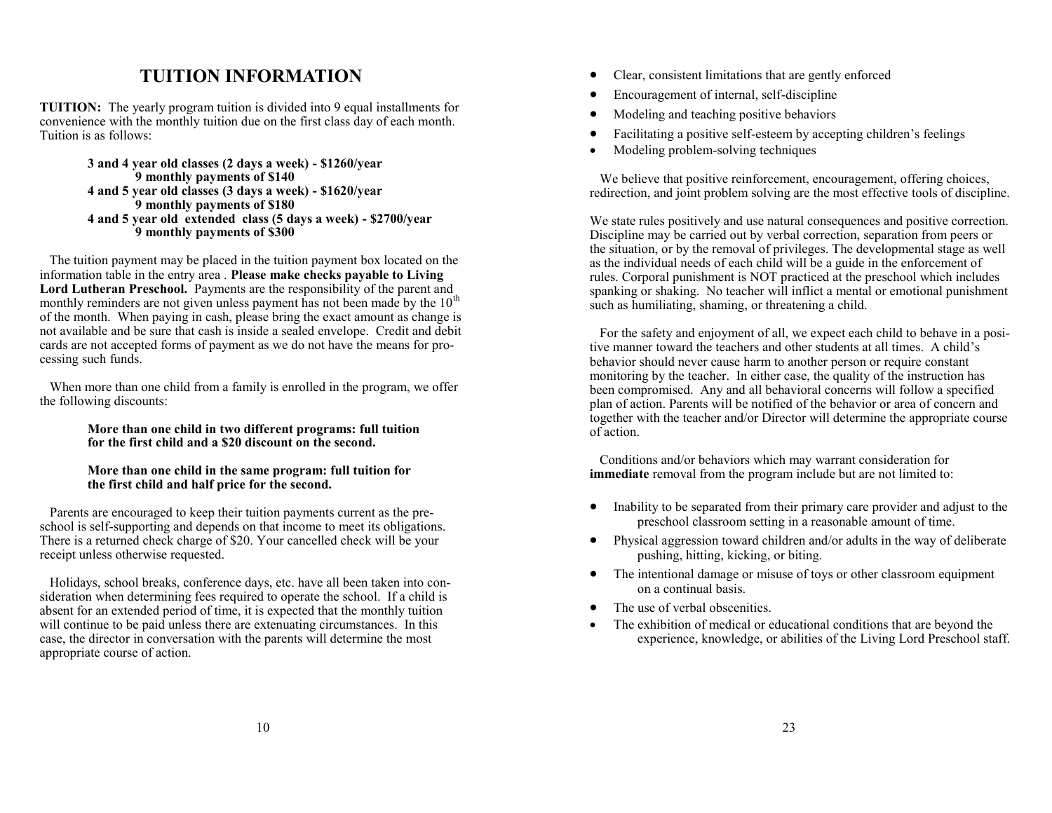## TUITION INFORMATION

**TUITION:** The yearly program tuition is divided into 9 equal installments for convenience with the monthly tuition due on the first class day of each month. Tuition is as follows:

**3 and 4 year old classes (2 days a week) - $1260/year**
**9 monthly payments of $140**
**4 and 5 year old classes (3 days a week) - $1620/year**
**9 monthly payments of $180**
**4 and 5 year old extended class (5 days a week) - $2700/year**
**9 monthly payments of $300**

The tuition payment may be placed in the tuition payment box located on the information table in the entry area . **Please make checks payable to Living Lord Lutheran Preschool.** Payments are the responsibility of the parent and monthly reminders are not given unless payment has not been made by the 10th of the month. When paying in cash, please bring the exact amount as change is not available and be sure that cash is inside a sealed envelope. Credit and debit cards are not accepted forms of payment as we do not have the means for processing such funds.

When more than one child from a family is enrolled in the program, we offer the following discounts:

**More than one child in two different programs: full tuition for the first child and a $20 discount on the second.**

**More than one child in the same program: full tuition for the first child and half price for the second.**

Parents are encouraged to keep their tuition payments current as the preschool is self-supporting and depends on that income to meet its obligations. There is a returned check charge of $20. Your cancelled check will be your receipt unless otherwise requested.

Holidays, school breaks, conference days, etc. have all been taken into consideration when determining fees required to operate the school. If a child is absent for an extended period of time, it is expected that the monthly tuition will continue to be paid unless there are extenuating circumstances. In this case, the director in conversation with the parents will determine the most appropriate course of action.

- Clear, consistent limitations that are gently enforced
- Encouragement of internal, self-discipline
- Modeling and teaching positive behaviors
- Facilitating a positive self-esteem by accepting children's feelings
- Modeling problem-solving techniques

We believe that positive reinforcement, encouragement, offering choices, redirection, and joint problem solving are the most effective tools of discipline.

We state rules positively and use natural consequences and positive correction. Discipline may be carried out by verbal correction, separation from peers or the situation, or by the removal of privileges. The developmental stage as well as the individual needs of each child will be a guide in the enforcement of rules. Corporal punishment is NOT practiced at the preschool which includes spanking or shaking. No teacher will inflict a mental or emotional punishment such as humiliating, shaming, or threatening a child.

For the safety and enjoyment of all, we expect each child to behave in a positive manner toward the teachers and other students at all times. A child's behavior should never cause harm to another person or require constant monitoring by the teacher. In either case, the quality of the instruction has been compromised. Any and all behavioral concerns will follow a specified plan of action. Parents will be notified of the behavior or area of concern and together with the teacher and/or Director will determine the appropriate course of action.

Conditions and/or behaviors which may warrant consideration for **immediate** removal from the program include but are not limited to:

- Inability to be separated from their primary care provider and adjust to the preschool classroom setting in a reasonable amount of time.
- Physical aggression toward children and/or adults in the way of deliberate pushing, hitting, kicking, or biting.
- The intentional damage or misuse of toys or other classroom equipment on a continual basis.
- The use of verbal obscenities.
- The exhibition of medical or educational conditions that are beyond the experience, knowledge, or abilities of the Living Lord Preschool staff.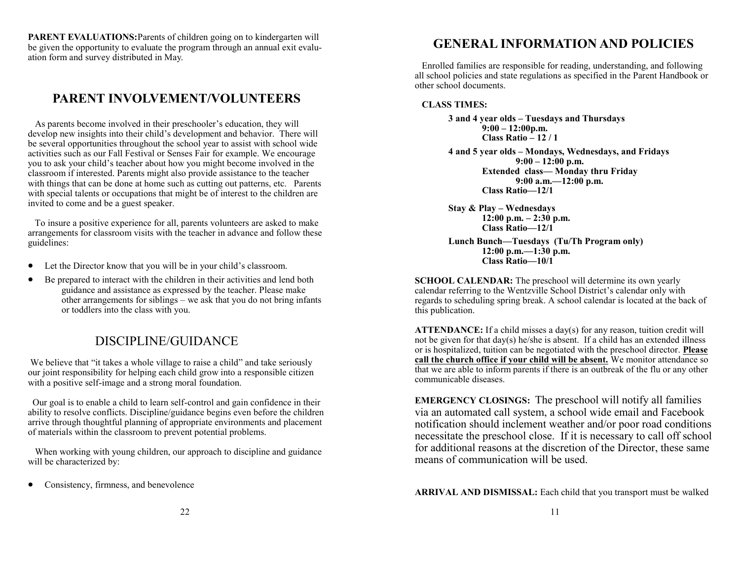**PARENT EVALUATIONS:**Parents of children going on to kindergarten will be given the opportunity to evaluate the program through an annual exit evaluation form and survey distributed in May.

## PARENT INVOLVEMENT/VOLUNTEERS

As parents become involved in their preschooler's education, they will develop new insights into their child's development and behavior. There will be several opportunities throughout the school year to assist with school wide activities such as our Fall Festival or Senses Fair for example. We encourage you to ask your child's teacher about how you might become involved in the classroom if interested. Parents might also provide assistance to the teacher with things that can be done at home such as cutting out patterns, etc. Parents with special talents or occupations that might be of interest to the children are invited to come and be a guest speaker.

To insure a positive experience for all, parents volunteers are asked to make arrangements for classroom visits with the teacher in advance and follow these guidelines:

- Let the Director know that you will be in your child's classroom.
- Be prepared to interact with the children in their activities and lend both guidance and assistance as expressed by the teacher. Please make other arrangements for siblings – we ask that you do not bring infants or toddlers into the class with you.

## DISCIPLINE/GUIDANCE

We believe that "it takes a whole village to raise a child" and take seriously our joint responsibility for helping each child grow into a responsible citizen with a positive self-image and a strong moral foundation.

Our goal is to enable a child to learn self-control and gain confidence in their ability to resolve conflicts. Discipline/guidance begins even before the children arrive through thoughtful planning of appropriate environments and placement of materials within the classroom to prevent potential problems.

When working with young children, our approach to discipline and guidance will be characterized by:

- Consistency, firmness, and benevolence

## GENERAL INFORMATION AND POLICIES

Enrolled families are responsible for reading, understanding, and following all school policies and state regulations as specified in the Parent Handbook or other school documents.

**CLASS TIMES:**

**3 and 4 year olds – Tuesdays and Thursdays**
**9:00 – 12:00p.m.**
**Class Ratio – 12 / 1**

**4 and 5 year olds – Mondays, Wednesdays, and Fridays**
**9:00 – 12:00 p.m.**
**Extended class— Monday thru Friday**
**9:00 a.m.—12:00 p.m.**
**Class Ratio—12/1**

**Stay & Play – Wednesdays**
**12:00 p.m. – 2:30 p.m.**
**Class Ratio—12/1**

**Lunch Bunch—Tuesdays (Tu/Th Program only)**
**12:00 p.m.—1:30 p.m.**
**Class Ratio—10/1**

**SCHOOL CALENDAR:** The preschool will determine its own yearly calendar referring to the Wentzville School District's calendar only with regards to scheduling spring break. A school calendar is located at the back of this publication.

**ATTENDANCE:** If a child misses a day(s) for any reason, tuition credit will not be given for that day(s) he/she is absent. If a child has an extended illness or is hospitalized, tuition can be negotiated with the preschool director. **Please call the church office if your child will be absent.** We monitor attendance so that we are able to inform parents if there is an outbreak of the flu or any other communicable diseases.

**EMERGENCY CLOSINGS:** The preschool will notify all families via an automated call system, a school wide email and Facebook notification should inclement weather and/or poor road conditions necessitate the preschool close. If it is necessary to call off school for additional reasons at the discretion of the Director, these same means of communication will be used.

**ARRIVAL AND DISMISSAL:** Each child that you transport must be walked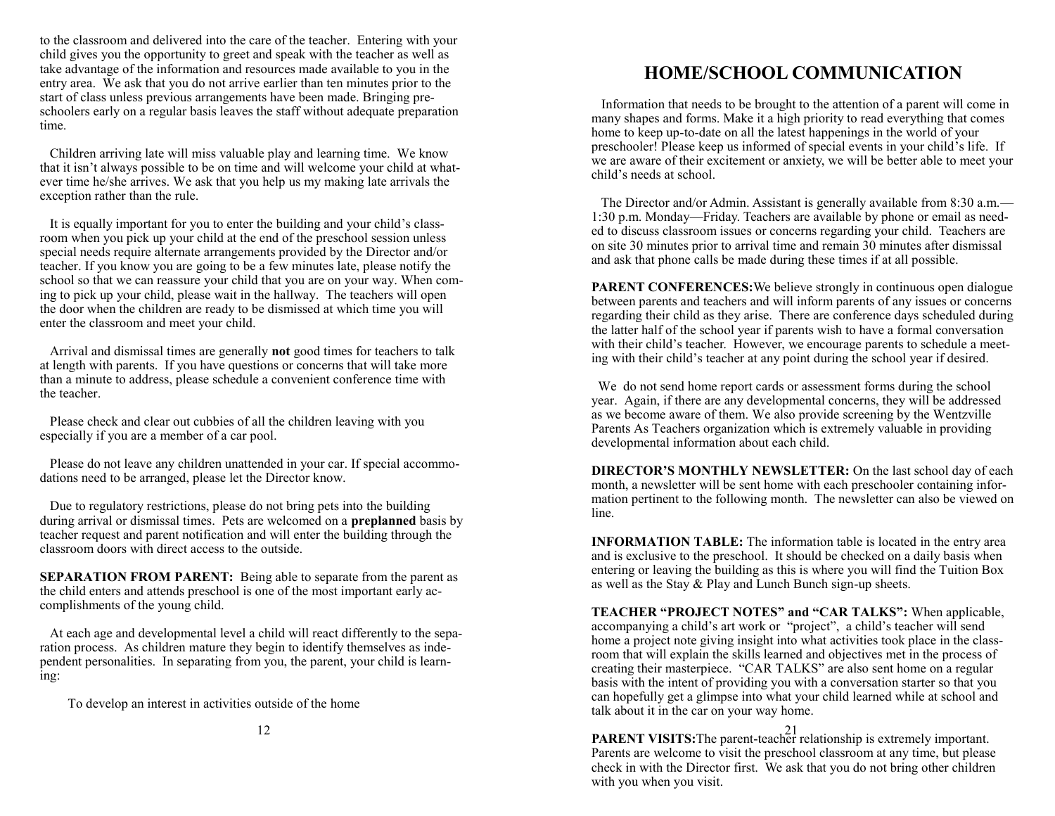to the classroom and delivered into the care of the teacher. Entering with your child gives you the opportunity to greet and speak with the teacher as well as take advantage of the information and resources made available to you in the entry area. We ask that you do not arrive earlier than ten minutes prior to the start of class unless previous arrangements have been made. Bringing pre-schoolers early on a regular basis leaves the staff without adequate preparation time.

Children arriving late will miss valuable play and learning time. We know that it isn't always possible to be on time and will welcome your child at what-ever time he/she arrives. We ask that you help us my making late arrivals the exception rather than the rule.

It is equally important for you to enter the building and your child's class-room when you pick up your child at the end of the preschool session unless special needs require alternate arrangements provided by the Director and/or teacher. If you know you are going to be a few minutes late, please notify the school so that we can reassure your child that you are on your way. When com-ing to pick up your child, please wait in the hallway. The teachers will open the door when the children are ready to be dismissed at which time you will enter the classroom and meet your child.

Arrival and dismissal times are generally **not** good times for teachers to talk at length with parents. If you have questions or concerns that will take more than a minute to address, please schedule a convenient conference time with the teacher.

Please check and clear out cubbies of all the children leaving with you especially if you are a member of a car pool.

Please do not leave any children unattended in your car. If special accommo-dations need to be arranged, please let the Director know.

Due to regulatory restrictions, please do not bring pets into the building during arrival or dismissal times. Pets are welcomed on a **preplanned** basis by teacher request and parent notification and will enter the building through the classroom doors with direct access to the outside.

**SEPARATION FROM PARENT:** Being able to separate from the parent as the child enters and attends preschool is one of the most important early ac-complishments of the young child.

At each age and developmental level a child will react differently to the sepa-ration process. As children mature they begin to identify themselves as inde-pendent personalities. In separating from you, the parent, your child is learn-ing:

To develop an interest in activities outside of the home

# HOME/SCHOOL COMMUNICATION

Information that needs to be brought to the attention of a parent will come in many shapes and forms. Make it a high priority to read everything that comes home to keep up-to-date on all the latest happenings in the world of your preschooler! Please keep us informed of special events in your child's life. If we are aware of their excitement or anxiety, we will be better able to meet your child's needs at school.

The Director and/or Admin. Assistant is generally available from 8:30 a.m.—1:30 p.m. Monday—Friday. Teachers are available by phone or email as need-ed to discuss classroom issues or concerns regarding your child. Teachers are on site 30 minutes prior to arrival time and remain 30 minutes after dismissal and ask that phone calls be made during these times if at all possible.

**PARENT CONFERENCES:** We believe strongly in continuous open dialogue between parents and teachers and will inform parents of any issues or concerns regarding their child as they arise. There are conference days scheduled during the latter half of the school year if parents wish to have a formal conversation with their child's teacher. However, we encourage parents to schedule a meet-ing with their child's teacher at any point during the school year if desired.

We do not send home report cards or assessment forms during the school year. Again, if there are any developmental concerns, they will be addressed as we become aware of them. We also provide screening by the Wentzville Parents As Teachers organization which is extremely valuable in providing developmental information about each child.

**DIRECTOR'S MONTHLY NEWSLETTER:** On the last school day of each month, a newsletter will be sent home with each preschooler containing infor-mation pertinent to the following month. The newsletter can also be viewed on line.

**INFORMATION TABLE:** The information table is located in the entry area and is exclusive to the preschool. It should be checked on a daily basis when entering or leaving the building as this is where you will find the Tuition Box as well as the Stay & Play and Lunch Bunch sign-up sheets.

**TEACHER "PROJECT NOTES" and "CAR TALKS":** When applicable, accompanying a child's art work or "project", a child's teacher will send home a project note giving insight into what activities took place in the class-room that will explain the skills learned and objectives met in the process of creating their masterpiece. "CAR TALKS" are also sent home on a regular basis with the intent of providing you with a conversation starter so that you can hopefully get a glimpse into what your child learned while at school and talk about it in the car on your way home.

**PARENT VISITS:** The parent-teacher relationship is extremely important. Parents are welcome to visit the preschool classroom at any time, but please check in with the Director first. We ask that you do not bring other children with you when you visit.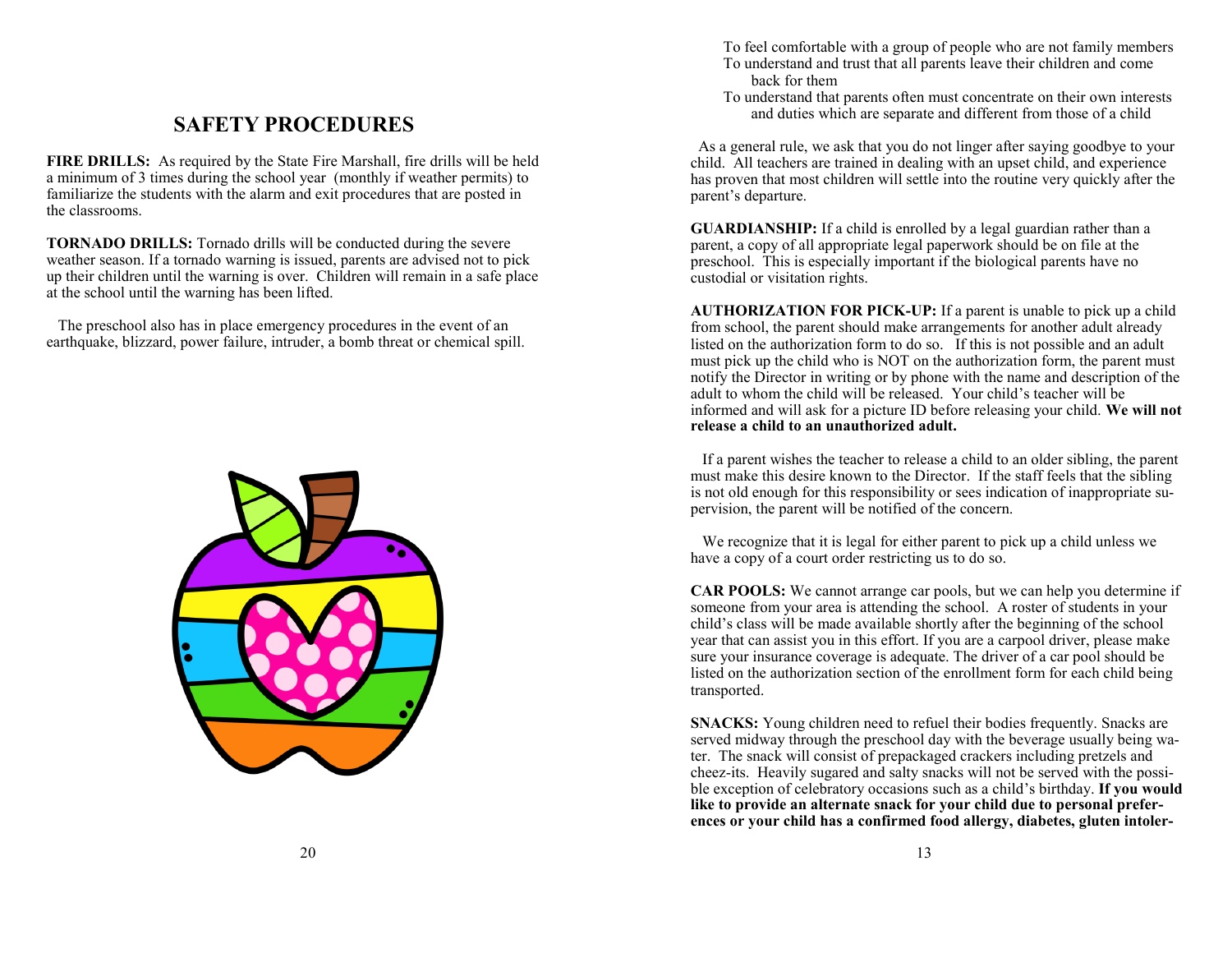## SAFETY PROCEDURES

**FIRE DRILLS:** As required by the State Fire Marshall, fire drills will be held a minimum of 3 times during the school year (monthly if weather permits) to familiarize the students with the alarm and exit procedures that are posted in the classrooms.

**TORNADO DRILLS:** Tornado drills will be conducted during the severe weather season. If a tornado warning is issued, parents are advised not to pick up their children until the warning is over. Children will remain in a safe place at the school until the warning has been lifted.

The preschool also has in place emergency procedures in the event of an earthquake, blizzard, power failure, intruder, a bomb threat or chemical spill.

To feel comfortable with a group of people who are not family members
To understand and trust that all parents leave their children and come back for them
To understand that parents often must concentrate on their own interests and duties which are separate and different from those of a child

As a general rule, we ask that you do not linger after saying goodbye to your child. All teachers are trained in dealing with an upset child, and experience has proven that most children will settle into the routine very quickly after the parent's departure.

**GUARDIANSHIP:** If a child is enrolled by a legal guardian rather than a parent, a copy of all appropriate legal paperwork should be on file at the preschool. This is especially important if the biological parents have no custodial or visitation rights.

**AUTHORIZATION FOR PICK-UP:** If a parent is unable to pick up a child from school, the parent should make arrangements for another adult already listed on the authorization form to do so. If this is not possible and an adult must pick up the child who is NOT on the authorization form, the parent must notify the Director in writing or by phone with the name and description of the adult to whom the child will be released. Your child's teacher will be informed and will ask for a picture ID before releasing your child. **We will not release a child to an unauthorized adult.**

If a parent wishes the teacher to release a child to an older sibling, the parent must make this desire known to the Director. If the staff feels that the sibling is not old enough for this responsibility or sees indication of inappropriate supervision, the parent will be notified of the concern.

We recognize that it is legal for either parent to pick up a child unless we have a copy of a court order restricting us to do so.

**CAR POOLS:** We cannot arrange car pools, but we can help you determine if someone from your area is attending the school. A roster of students in your child's class will be made available shortly after the beginning of the school year that can assist you in this effort. If you are a carpool driver, please make sure your insurance coverage is adequate. The driver of a car pool should be listed on the authorization section of the enrollment form for each child being transported.

**SNACKS:** Young children need to refuel their bodies frequently. Snacks are served midway through the preschool day with the beverage usually being water. The snack will consist of prepackaged crackers including pretzels and cheez-its. Heavily sugared and salty snacks will not be served with the possible exception of celebratory occasions such as a child's birthday. **If you would like to provide an alternate snack for your child due to personal preferences or your child has a confirmed food allergy, diabetes, gluten intoler-**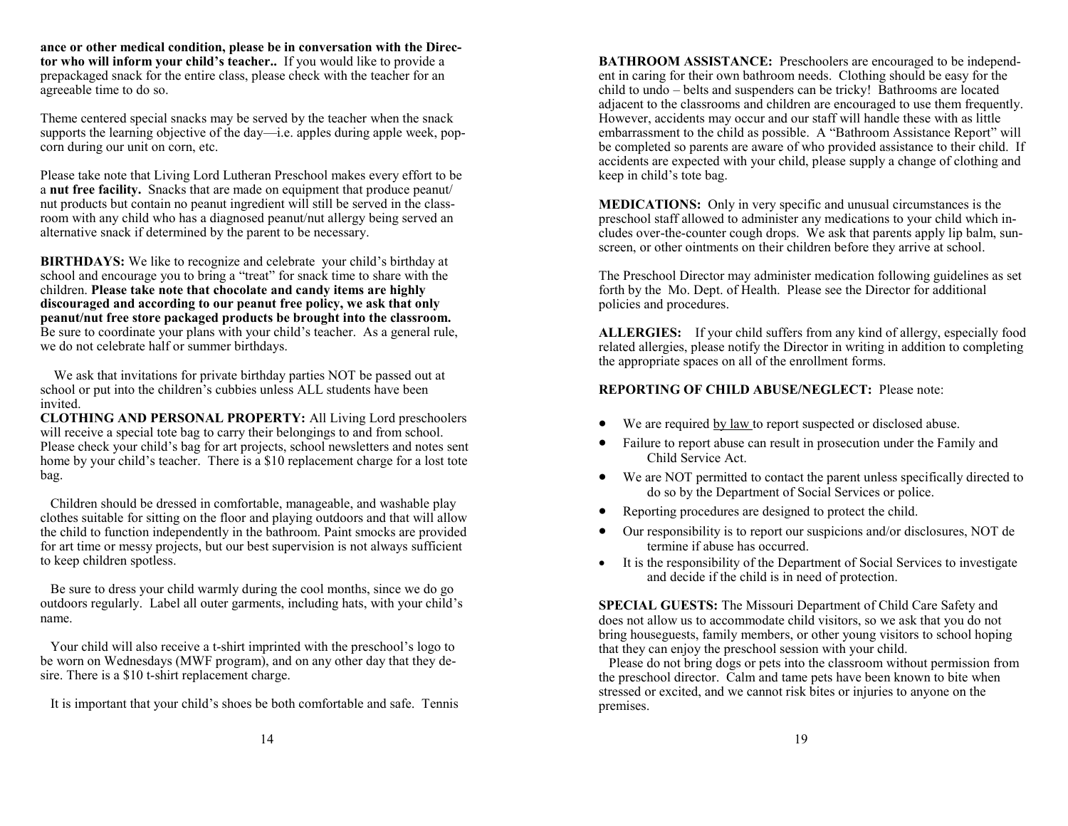**ance or other medical condition, please be in conversation with the Director who will inform your child's teacher..** If you would like to provide a prepackaged snack for the entire class, please check with the teacher for an agreeable time to do so.

Theme centered special snacks may be served by the teacher when the snack supports the learning objective of the day—i.e. apples during apple week, popcorn during our unit on corn, etc.

Please take note that Living Lord Lutheran Preschool makes every effort to be a **nut free facility.** Snacks that are made on equipment that produce peanut/nut products but contain no peanut ingredient will still be served in the classroom with any child who has a diagnosed peanut/nut allergy being served an alternative snack if determined by the parent to be necessary.

**BIRTHDAYS:** We like to recognize and celebrate your child's birthday at school and encourage you to bring a "treat" for snack time to share with the children. **Please take note that chocolate and candy items are highly discouraged and according to our peanut free policy, we ask that only peanut/nut free store packaged products be brought into the classroom.** Be sure to coordinate your plans with your child's teacher. As a general rule, we do not celebrate half or summer birthdays.

We ask that invitations for private birthday parties NOT be passed out at school or put into the children's cubbies unless ALL students have been invited.

**CLOTHING AND PERSONAL PROPERTY:** All Living Lord preschoolers will receive a special tote bag to carry their belongings to and from school. Please check your child's bag for art projects, school newsletters and notes sent home by your child's teacher. There is a $10 replacement charge for a lost tote bag.

Children should be dressed in comfortable, manageable, and washable play clothes suitable for sitting on the floor and playing outdoors and that will allow the child to function independently in the bathroom. Paint smocks are provided for art time or messy projects, but our best supervision is not always sufficient to keep children spotless.

Be sure to dress your child warmly during the cool months, since we do go outdoors regularly. Label all outer garments, including hats, with your child's name.

Your child will also receive a t-shirt imprinted with the preschool's logo to be worn on Wednesdays (MWF program), and on any other day that they desire. There is a $10 t-shirt replacement charge.

It is important that your child's shoes be both comfortable and safe. Tennis

**BATHROOM ASSISTANCE:** Preschoolers are encouraged to be independent in caring for their own bathroom needs. Clothing should be easy for the child to undo – belts and suspenders can be tricky! Bathrooms are located adjacent to the classrooms and children are encouraged to use them frequently. However, accidents may occur and our staff will handle these with as little embarrassment to the child as possible. A "Bathroom Assistance Report" will be completed so parents are aware of who provided assistance to their child. If accidents are expected with your child, please supply a change of clothing and keep in child's tote bag.

**MEDICATIONS:** Only in very specific and unusual circumstances is the preschool staff allowed to administer any medications to your child which includes over-the-counter cough drops. We ask that parents apply lip balm, sunscreen, or other ointments on their children before they arrive at school.

The Preschool Director may administer medication following guidelines as set forth by the Mo. Dept. of Health. Please see the Director for additional policies and procedures.

**ALLERGIES:** If your child suffers from any kind of allergy, especially food related allergies, please notify the Director in writing in addition to completing the appropriate spaces on all of the enrollment forms.

**REPORTING OF CHILD ABUSE/NEGLECT:** Please note:

- We are required by law to report suspected or disclosed abuse.
- Failure to report abuse can result in prosecution under the Family and Child Service Act.
- We are NOT permitted to contact the parent unless specifically directed to do so by the Department of Social Services or police.
- Reporting procedures are designed to protect the child.
- Our responsibility is to report our suspicions and/or disclosures, NOT determine if abuse has occurred.
- It is the responsibility of the Department of Social Services to investigate and decide if the child is in need of protection.

**SPECIAL GUESTS:** The Missouri Department of Child Care Safety and does not allow us to accommodate child visitors, so we ask that you do not bring houseguests, family members, or other young visitors to school hoping that they can enjoy the preschool session with your child.

Please do not bring dogs or pets into the classroom without permission from the preschool director. Calm and tame pets have been known to bite when stressed or excited, and we cannot risk bites or injuries to anyone on the premises.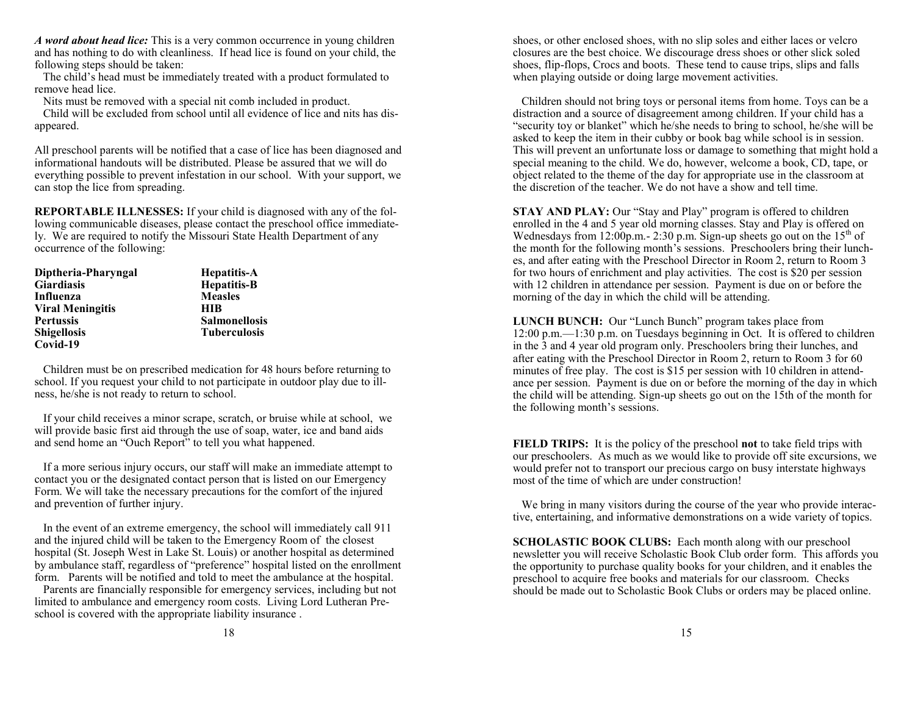***A word about head lice:*** This is a very common occurrence in young children and has nothing to do with cleanliness. If head lice is found on your child, the following steps should be taken:

The child's head must be immediately treated with a product formulated to remove head lice.

Nits must be removed with a special nit comb included in product.

Child will be excluded from school until all evidence of lice and nits has disappeared.

All preschool parents will be notified that a case of lice has been diagnosed and informational handouts will be distributed. Please be assured that we will do everything possible to prevent infestation in our school. With your support, we can stop the lice from spreading.

**REPORTABLE ILLNESSES:** If your child is diagnosed with any of the following communicable diseases, please contact the preschool office immediately. We are required to notify the Missouri State Health Department of any occurrence of the following:

| | |
|---|---|
| **Diptheria-Pharyngal** | **Hepatitis-A** |
| **Giardiasis** | **Hepatitis-B** |
| **Influenza** | **Measles** |
| **Viral Meningitis** | **HIB** |
| **Pertussis** | **Salmonellosis** |
| **Shigellosis** | **Tuberculosis** |
| **Covid-19** | |

Children must be on prescribed medication for 48 hours before returning to school. If you request your child to not participate in outdoor play due to illness, he/she is not ready to return to school.

If your child receives a minor scrape, scratch, or bruise while at school, we will provide basic first aid through the use of soap, water, ice and band aids and send home an "Ouch Report" to tell you what happened.

If a more serious injury occurs, our staff will make an immediate attempt to contact you or the designated contact person that is listed on our Emergency Form. We will take the necessary precautions for the comfort of the injured and prevention of further injury.

In the event of an extreme emergency, the school will immediately call 911 and the injured child will be taken to the Emergency Room of the closest hospital (St. Joseph West in Lake St. Louis) or another hospital as determined by ambulance staff, regardless of "preference" hospital listed on the enrollment form. Parents will be notified and told to meet the ambulance at the hospital.

Parents are financially responsible for emergency services, including but not limited to ambulance and emergency room costs. Living Lord Lutheran Preschool is covered with the appropriate liability insurance .

shoes, or other enclosed shoes, with no slip soles and either laces or velcro closures are the best choice. We discourage dress shoes or other slick soled shoes, flip-flops, Crocs and boots. These tend to cause trips, slips and falls when playing outside or doing large movement activities.

Children should not bring toys or personal items from home. Toys can be a distraction and a source of disagreement among children. If your child has a "security toy or blanket" which he/she needs to bring to school, he/she will be asked to keep the item in their cubby or book bag while school is in session. This will prevent an unfortunate loss or damage to something that might hold a special meaning to the child. We do, however, welcome a book, CD, tape, or object related to the theme of the day for appropriate use in the classroom at the discretion of the teacher. We do not have a show and tell time.

**STAY AND PLAY:** Our "Stay and Play" program is offered to children enrolled in the 4 and 5 year old morning classes. Stay and Play is offered on Wednesdays from 12:00p.m.- 2:30 p.m. Sign-up sheets go out on the 15th of the month for the following month's sessions. Preschoolers bring their lunches, and after eating with the Preschool Director in Room 2, return to Room 3 for two hours of enrichment and play activities. The cost is $20 per session with 12 children in attendance per session. Payment is due on or before the morning of the day in which the child will be attending.

**LUNCH BUNCH:** Our "Lunch Bunch" program takes place from 12:00 p.m.—1:30 p.m. on Tuesdays beginning in Oct. It is offered to children in the 3 and 4 year old program only. Preschoolers bring their lunches, and after eating with the Preschool Director in Room 2, return to Room 3 for 60 minutes of free play. The cost is $15 per session with 10 children in attendance per session. Payment is due on or before the morning of the day in which the child will be attending. Sign-up sheets go out on the 15th of the month for the following month's sessions.

**FIELD TRIPS:** It is the policy of the preschool **not** to take field trips with our preschoolers. As much as we would like to provide off site excursions, we would prefer not to transport our precious cargo on busy interstate highways most of the time of which are under construction!

We bring in many visitors during the course of the year who provide interactive, entertaining, and informative demonstrations on a wide variety of topics.

**SCHOLASTIC BOOK CLUBS:** Each month along with our preschool newsletter you will receive Scholastic Book Club order form. This affords you the opportunity to purchase quality books for your children, and it enables the preschool to acquire free books and materials for our classroom. Checks should be made out to Scholastic Book Clubs or orders may be placed online.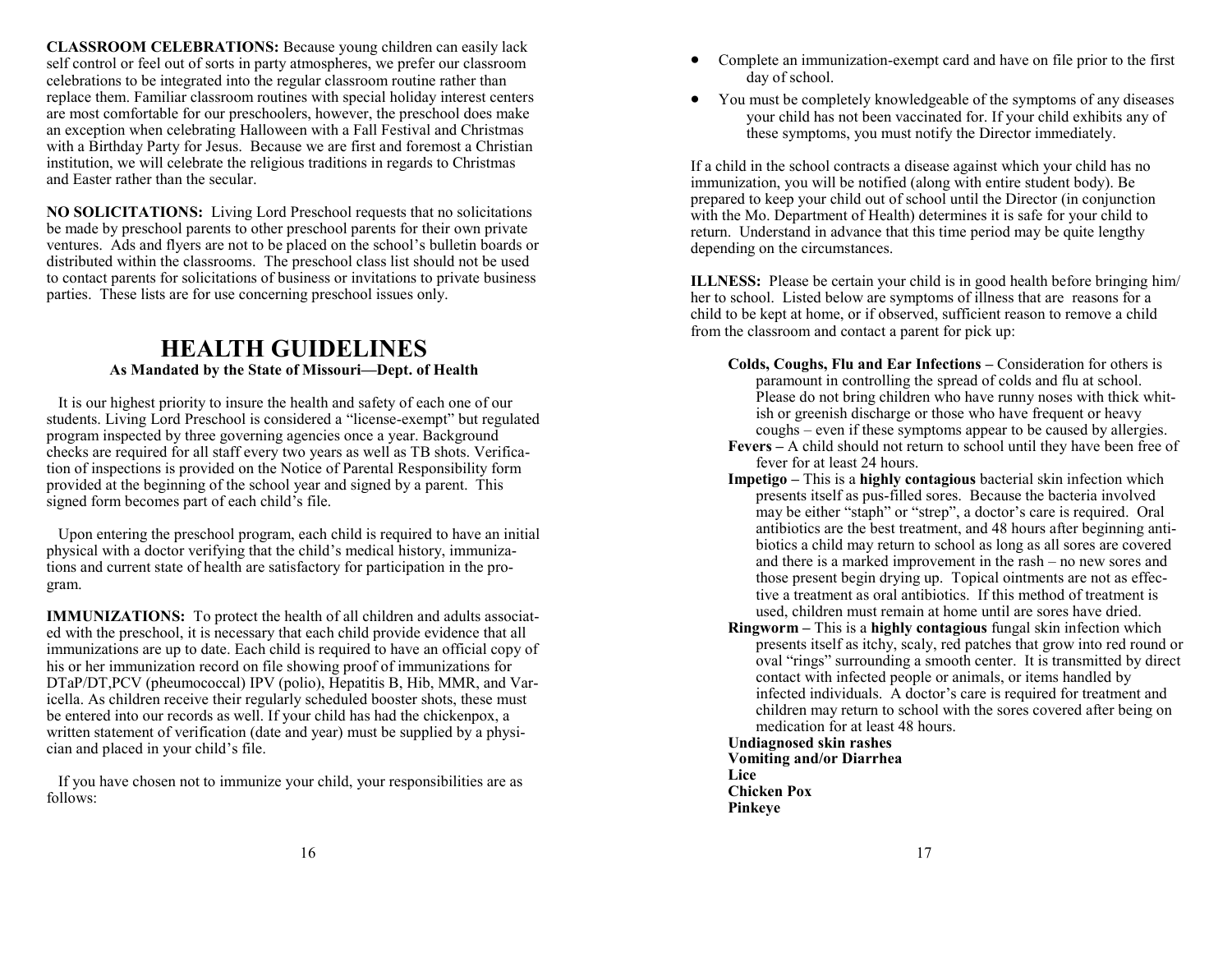**CLASSROOM CELEBRATIONS:** Because young children can easily lack self control or feel out of sorts in party atmospheres, we prefer our classroom celebrations to be integrated into the regular classroom routine rather than replace them. Familiar classroom routines with special holiday interest centers are most comfortable for our preschoolers, however, the preschool does make an exception when celebrating Halloween with a Fall Festival and Christmas with a Birthday Party for Jesus. Because we are first and foremost a Christian institution, we will celebrate the religious traditions in regards to Christmas and Easter rather than the secular.

**NO SOLICITATIONS:** Living Lord Preschool requests that no solicitations be made by preschool parents to other preschool parents for their own private ventures. Ads and flyers are not to be placed on the school's bulletin boards or distributed within the classrooms. The preschool class list should not be used to contact parents for solicitations of business or invitations to private business parties. These lists are for use concerning preschool issues only.

# HEALTH GUIDELINES

### As Mandated by the State of Missouri—Dept. of Health

It is our highest priority to insure the health and safety of each one of our students. Living Lord Preschool is considered a "license-exempt" but regulated program inspected by three governing agencies once a year. Background checks are required for all staff every two years as well as TB shots. Verification of inspections is provided on the Notice of Parental Responsibility form provided at the beginning of the school year and signed by a parent. This signed form becomes part of each child's file.

Upon entering the preschool program, each child is required to have an initial physical with a doctor verifying that the child's medical history, immunizations and current state of health are satisfactory for participation in the program.

**IMMUNIZATIONS:** To protect the health of all children and adults associated with the preschool, it is necessary that each child provide evidence that all immunizations are up to date. Each child is required to have an official copy of his or her immunization record on file showing proof of immunizations for DTaP/DT,PCV (pheumococcal) IPV (polio), Hepatitis B, Hib, MMR, and Varicella. As children receive their regularly scheduled booster shots, these must be entered into our records as well. If your child has had the chickenpox, a written statement of verification (date and year) must be supplied by a physician and placed in your child's file.

If you have chosen not to immunize your child, your responsibilities are as follows:

- Complete an immunization-exempt card and have on file prior to the first day of school.
- You must be completely knowledgeable of the symptoms of any diseases your child has not been vaccinated for. If your child exhibits any of these symptoms, you must notify the Director immediately.

If a child in the school contracts a disease against which your child has no immunization, you will be notified (along with entire student body). Be prepared to keep your child out of school until the Director (in conjunction with the Mo. Department of Health) determines it is safe for your child to return. Understand in advance that this time period may be quite lengthy depending on the circumstances.

**ILLNESS:** Please be certain your child is in good health before bringing him/her to school. Listed below are symptoms of illness that are reasons for a child to be kept at home, or if observed, sufficient reason to remove a child from the classroom and contact a parent for pick up:

**Colds, Coughs, Flu and Ear Infections –** Consideration for others is paramount in controlling the spread of colds and flu at school. Please do not bring children who have runny noses with thick whitish or greenish discharge or those who have frequent or heavy coughs – even if these symptoms appear to be caused by allergies.

**Fevers –** A child should not return to school until they have been free of fever for at least 24 hours.

**Impetigo –** This is a **highly contagious** bacterial skin infection which presents itself as pus-filled sores. Because the bacteria involved may be either "staph" or "strep", a doctor's care is required. Oral antibiotics are the best treatment, and 48 hours after beginning antibiotics a child may return to school as long as all sores are covered and there is a marked improvement in the rash – no new sores and those present begin drying up. Topical ointments are not as effective a treatment as oral antibiotics. If this method of treatment is used, children must remain at home until are sores have dried.

**Ringworm –** This is a **highly contagious** fungal skin infection which presents itself as itchy, scaly, red patches that grow into red round or oval "rings" surrounding a smooth center. It is transmitted by direct contact with infected people or animals, or items handled by infected individuals. A doctor's care is required for treatment and children may return to school with the sores covered after being on medication for at least 48 hours.

**Undiagnosed skin rashes**
**Vomiting and/or Diarrhea**
**Lice**
**Chicken Pox**
**Pinkeye**